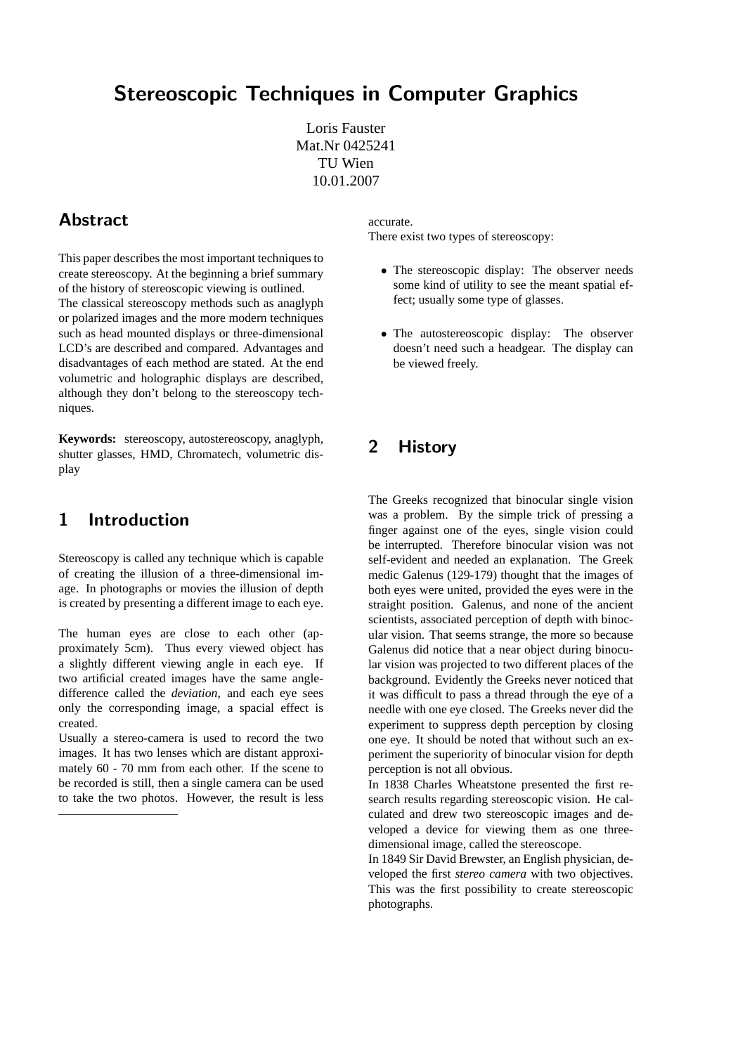# Stereoscopic Techniques in Computer Graphics

Loris Fauster
Mat.Nr 0425241
TU Wien
10.01.2007

## Abstract

This paper describes the most important techniques to create stereoscopy. At the beginning a brief summary of the history of stereoscopic viewing is outlined.
The classical stereoscopy methods such as anaglyph or polarized images and the more modern techniques such as head mounted displays or three-dimensional LCD's are described and compared. Advantages and disadvantages of each method are stated. At the end volumetric and holographic displays are described, although they don't belong to the stereoscopy techniques.

**Keywords:** stereoscopy, autostereoscopy, anaglyph, shutter glasses, HMD, Chromatech, volumetric display

## 1 Introduction

Stereoscopy is called any technique which is capable of creating the illusion of a three-dimensional image. In photographs or movies the illusion of depth is created by presenting a different image to each eye.

The human eyes are close to each other (approximately 5cm). Thus every viewed object has a slightly different viewing angle in each eye. If two artificial created images have the same angle-difference called the *deviation*, and each eye sees only the corresponding image, a spacial effect is created.
Usually a stereo-camera is used to record the two images. It has two lenses which are distant approximately 60 - 70 mm from each other. If the scene to be recorded is still, then a single camera can be used to take the two photos. However, the result is less accurate.
There exist two types of stereoscopy:

- The stereoscopic display: The observer needs some kind of utility to see the meant spatial effect; usually some type of glasses.
- The autostereoscopic display: The observer doesn't need such a headgear. The display can be viewed freely.

## 2 History

The Greeks recognized that binocular single vision was a problem. By the simple trick of pressing a finger against one of the eyes, single vision could be interrupted. Therefore binocular vision was not self-evident and needed an explanation. The Greek medic Galenus (129-179) thought that the images of both eyes were united, provided the eyes were in the straight position. Galenus, and none of the ancient scientists, associated perception of depth with binocular vision. That seems strange, the more so because Galenus did notice that a near object during binocular vision was projected to two different places of the background. Evidently the Greeks never noticed that it was difficult to pass a thread through the eye of a needle with one eye closed. The Greeks never did the experiment to suppress depth perception by closing one eye. It should be noted that without such an experiment the superiority of binocular vision for depth perception is not all obvious.
In 1838 Charles Wheatstone presented the first research results regarding stereoscopic vision. He calculated and drew two stereoscopic images and developed a device for viewing them as one three-dimensional image, called the stereoscope.
In 1849 Sir David Brewster, an English physician, developed the first *stereo camera* with two objectives. This was the first possibility to create stereoscopic photographs.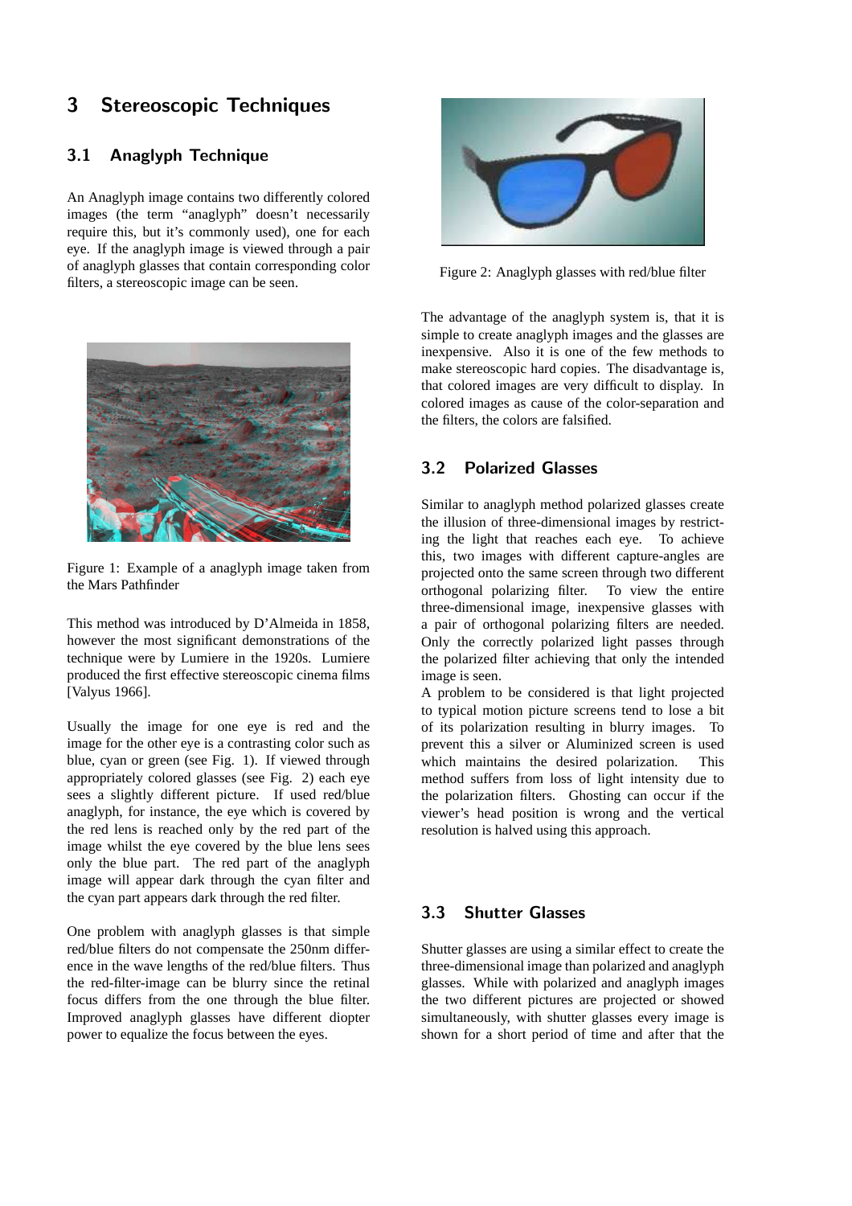# 3 Stereoscopic Techniques

## 3.1 Anaglyph Technique

An Anaglyph image contains two differently colored images (the term "anaglyph" doesn't necessarily require this, but it's commonly used), one for each eye. If the anaglyph image is viewed through a pair of anaglyph glasses that contain corresponding color filters, a stereoscopic image can be seen.

Figure 1: Example of a anaglyph image taken from the Mars Pathfinder

This method was introduced by D'Almeida in 1858, however the most significant demonstrations of the technique were by Lumiere in the 1920s. Lumiere produced the first effective stereoscopic cinema films [Valyus 1966].

Usually the image for one eye is red and the image for the other eye is a contrasting color such as blue, cyan or green (see Fig. 1). If viewed through appropriately colored glasses (see Fig. 2) each eye sees a slightly different picture. If used red/blue anaglyph, for instance, the eye which is covered by the red lens is reached only by the red part of the image whilst the eye covered by the blue lens sees only the blue part. The red part of the anaglyph image will appear dark through the cyan filter and the cyan part appears dark through the red filter.

One problem with anaglyph glasses is that simple red/blue filters do not compensate the 250nm difference in the wave lengths of the red/blue filters. Thus the red-filter-image can be blurry since the retinal focus differs from the one through the blue filter. Improved anaglyph glasses have different diopter power to equalize the focus between the eyes.

Figure 2: Anaglyph glasses with red/blue filter

The advantage of the anaglyph system is, that it is simple to create anaglyph images and the glasses are inexpensive. Also it is one of the few methods to make stereoscopic hard copies. The disadvantage is, that colored images are very difficult to display. In colored images as cause of the color-separation and the filters, the colors are falsified.

## 3.2 Polarized Glasses

Similar to anaglyph method polarized glasses create the illusion of three-dimensional images by restricting the light that reaches each eye. To achieve this, two images with different capture-angles are projected onto the same screen through two different orthogonal polarizing filter. To view the entire three-dimensional image, inexpensive glasses with a pair of orthogonal polarizing filters are needed. Only the correctly polarized light passes through the polarized filter achieving that only the intended image is seen.

A problem to be considered is that light projected to typical motion picture screens tend to lose a bit of its polarization resulting in blurry images. To prevent this a silver or Aluminized screen is used which maintains the desired polarization. This method suffers from loss of light intensity due to the polarization filters. Ghosting can occur if the viewer's head position is wrong and the vertical resolution is halved using this approach.

## 3.3 Shutter Glasses

Shutter glasses are using a similar effect to create the three-dimensional image than polarized and anaglyph glasses. While with polarized and anaglyph images the two different pictures are projected or showed simultaneously, with shutter glasses every image is shown for a short period of time and after that the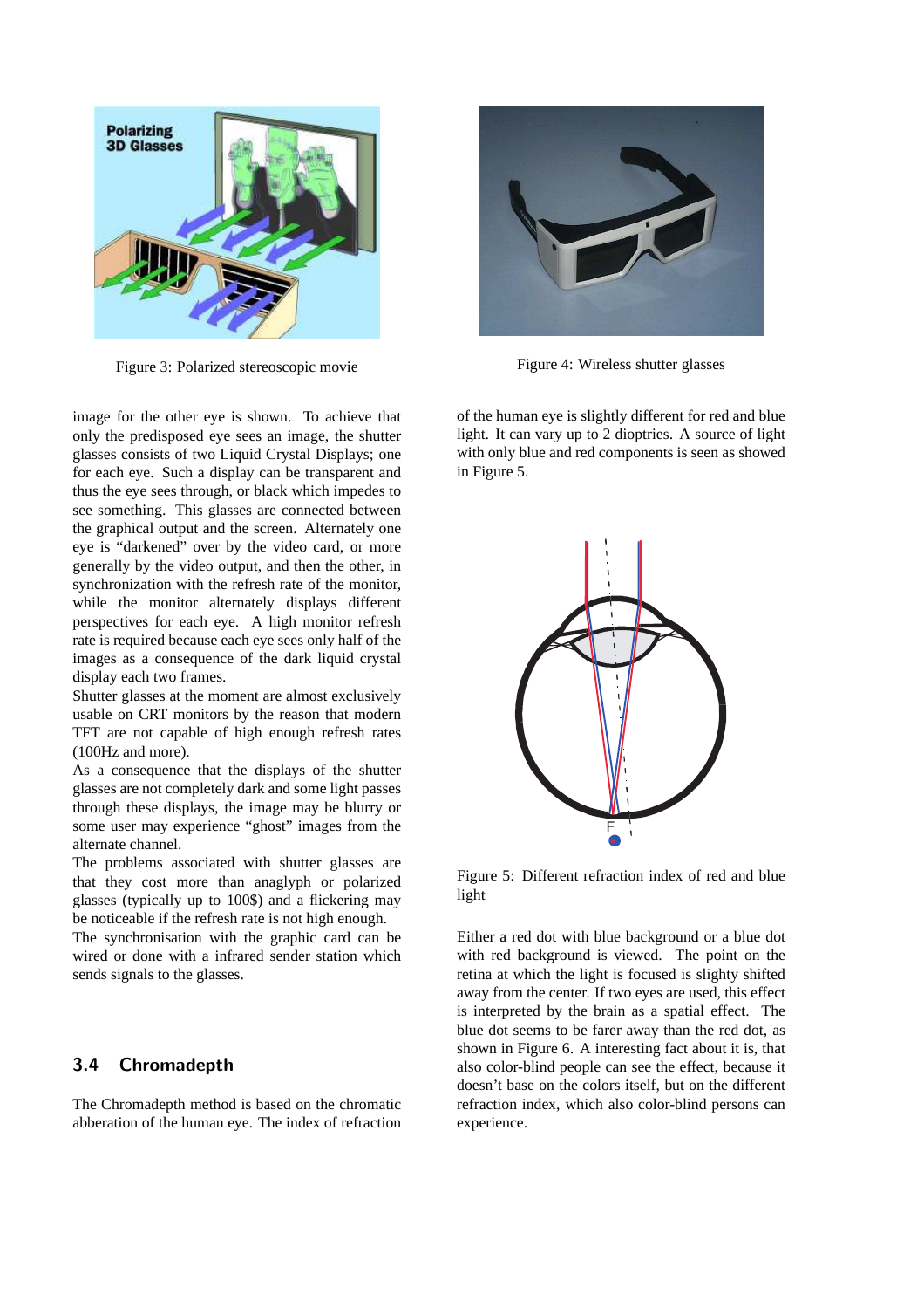Figure 3: Polarized stereoscopic movie

Figure 4: Wireless shutter glasses

image for the other eye is shown. To achieve that only the predisposed eye sees an image, the shutter glasses consists of two Liquid Crystal Displays; one for each eye. Such a display can be transparent and thus the eye sees through, or black which impedes to see something. This glasses are connected between the graphical output and the screen. Alternately one eye is "darkened" over by the video card, or more generally by the video output, and then the other, in synchronization with the refresh rate of the monitor, while the monitor alternately displays different perspectives for each eye. A high monitor refresh rate is required because each eye sees only half of the images as a consequence of the dark liquid crystal display each two frames.

Shutter glasses at the moment are almost exclusively usable on CRT monitors by the reason that modern TFT are not capable of high enough refresh rates (100Hz and more).

As a consequence that the displays of the shutter glasses are not completely dark and some light passes through these displays, the image may be blurry or some user may experience "ghost" images from the alternate channel.

The problems associated with shutter glasses are that they cost more than anaglyph or polarized glasses (typically up to 100$) and a flickering may be noticeable if the refresh rate is not high enough.

The synchronisation with the graphic card can be wired or done with a infrared sender station which sends signals to the glasses.

## 3.4 Chromadepth

The Chromadepth method is based on the chromatic abberation of the human eye. The index of refraction of the human eye is slightly different for red and blue light. It can vary up to 2 dioptries. A source of light with only blue and red components is seen as showed in Figure 5.

Figure 5: Different refraction index of red and blue light

Either a red dot with blue background or a blue dot with red background is viewed. The point on the retina at which the light is focused is slighty shifted away from the center. If two eyes are used, this effect is interpreted by the brain as a spatial effect. The blue dot seems to be farer away than the red dot, as shown in Figure 6. A interesting fact about it is, that also color-blind people can see the effect, because it doesn't base on the colors itself, but on the different refraction index, which also color-blind persons can experience.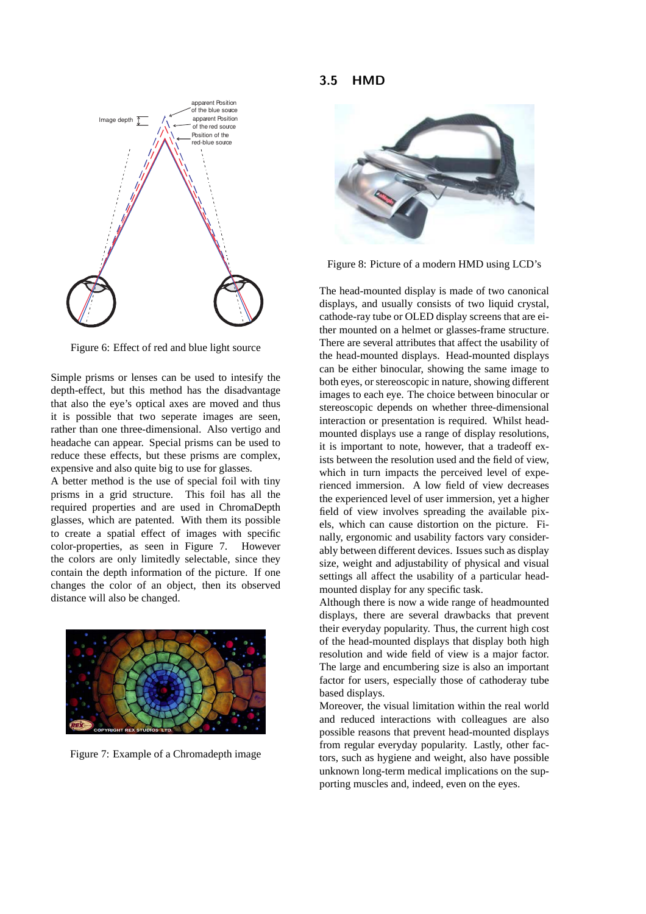Figure 6: Effect of red and blue light source

Simple prisms or lenses can be used to intesify the depth-effect, but this method has the disadvantage that also the eye's optical axes are moved and thus it is possible that two seperate images are seen, rather than one three-dimensional. Also vertigo and headache can appear. Special prisms can be used to reduce these effects, but these prisms are complex, expensive and also quite big to use for glasses.
A better method is the use of special foil with tiny prisms in a grid structure. This foil has all the required properties and are used in ChromaDepth glasses, which are patented. With them its possible to create a spatial effect of images with specific color-properties, as seen in Figure 7. However the colors are only limitedly selectable, since they contain the depth information of the picture. If one changes the color of an object, then its observed distance will also be changed.

Figure 7: Example of a Chromadepth image

## 3.5 HMD

Figure 8: Picture of a modern HMD using LCD's

The head-mounted display is made of two canonical displays, and usually consists of two liquid crystal, cathode-ray tube or OLED display screens that are either mounted on a helmet or glasses-frame structure. There are several attributes that affect the usability of the head-mounted displays. Head-mounted displays can be either binocular, showing the same image to both eyes, or stereoscopic in nature, showing different images to each eye. The choice between binocular or stereoscopic depends on whether three-dimensional interaction or presentation is required. Whilst head-mounted displays use a range of display resolutions, it is important to note, however, that a tradeoff exists between the resolution used and the field of view, which in turn impacts the perceived level of experienced immersion. A low field of view decreases the experienced level of user immersion, yet a higher field of view involves spreading the available pixels, which can cause distortion on the picture. Finally, ergonomic and usability factors vary considerably between different devices. Issues such as display size, weight and adjustability of physical and visual settings all affect the usability of a particular head-mounted display for any specific task.
Although there is now a wide range of headmounted displays, there are several drawbacks that prevent their everyday popularity. Thus, the current high cost of the head-mounted displays that display both high resolution and wide field of view is a major factor. The large and encumbering size is also an important factor for users, especially those of cathoderay tube based displays.
Moreover, the visual limitation within the real world and reduced interactions with colleagues are also possible reasons that prevent head-mounted displays from regular everyday popularity. Lastly, other factors, such as hygiene and weight, also have possible unknown long-term medical implications on the supporting muscles and, indeed, even on the eyes.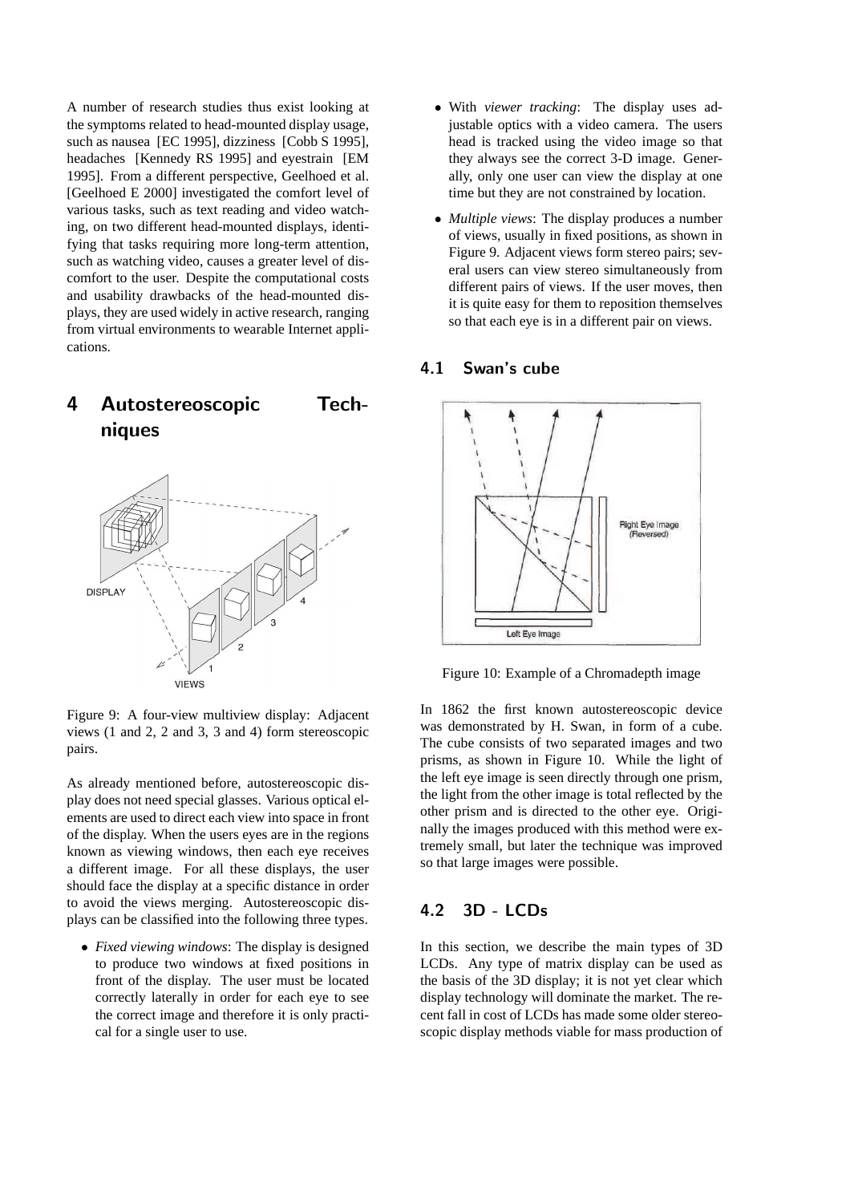A number of research studies thus exist looking at the symptoms related to head-mounted display usage, such as nausea [EC 1995], dizziness [Cobb S 1995], headaches [Kennedy RS 1995] and eyestrain [EM 1995]. From a different perspective, Geelhoed et al. [Geelhoed E 2000] investigated the comfort level of various tasks, such as text reading and video watching, on two different head-mounted displays, identifying that tasks requiring more long-term attention, such as watching video, causes a greater level of discomfort to the user. Despite the computational costs and usability drawbacks of the head-mounted displays, they are used widely in active research, ranging from virtual environments to wearable Internet applications.

# 4 Autostereoscopic Techniques

Figure 9: A four-view multiview display: Adjacent views (1 and 2, 2 and 3, 3 and 4) form stereoscopic pairs.

As already mentioned before, autostereoscopic display does not need special glasses. Various optical elements are used to direct each view into space in front of the display. When the users eyes are in the regions known as viewing windows, then each eye receives a different image. For all these displays, the user should face the display at a specific distance in order to avoid the views merging. Autostereoscopic displays can be classified into the following three types.

- *Fixed viewing windows*: The display is designed to produce two windows at fixed positions in front of the display. The user must be located correctly laterally in order for each eye to see the correct image and therefore it is only practical for a single user to use.
- With *viewer tracking*: The display uses adjustable optics with a video camera. The users head is tracked using the video image so that they always see the correct 3-D image. Generally, only one user can view the display at one time but they are not constrained by location.
- *Multiple views*: The display produces a number of views, usually in fixed positions, as shown in Figure 9. Adjacent views form stereo pairs; several users can view stereo simultaneously from different pairs of views. If the user moves, then it is quite easy for them to reposition themselves so that each eye is in a different pair on views.

## 4.1 Swan's cube

Figure 10: Example of a Chromadepth image

In 1862 the first known autostereoscopic device was demonstrated by H. Swan, in form of a cube. The cube consists of two separated images and two prisms, as shown in Figure 10. While the light of the left eye image is seen directly through one prism, the light from the other image is total reflected by the other prism and is directed to the other eye. Originally the images produced with this method were extremely small, but later the technique was improved so that large images were possible.

## 4.2 3D - LCDs

In this section, we describe the main types of 3D LCDs. Any type of matrix display can be used as the basis of the 3D display; it is not yet clear which display technology will dominate the market. The recent fall in cost of LCDs has made some older stereoscopic display methods viable for mass production of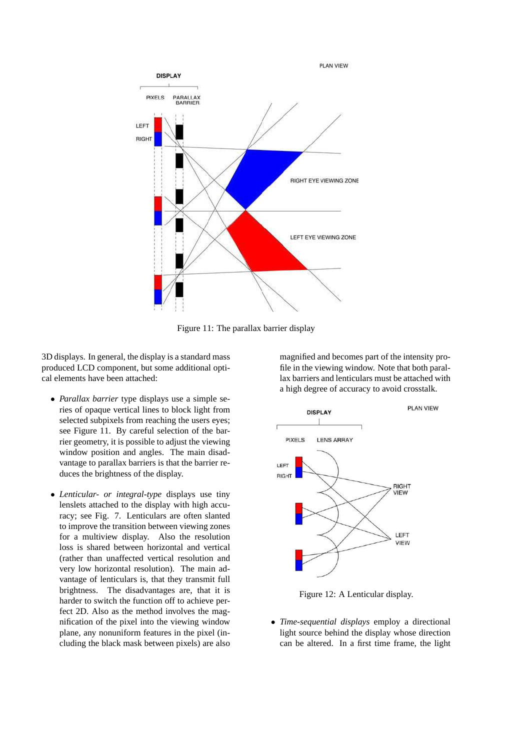Figure 11: The parallax barrier display

3D displays. In general, the display is a standard mass produced LCD component, but some additional optical elements have been attached:

- *Parallax barrier* type displays use a simple series of opaque vertical lines to block light from selected subpixels from reaching the users eyes; see Figure 11. By careful selection of the barrier geometry, it is possible to adjust the viewing window position and angles. The main disadvantage to parallax barriers is that the barrier reduces the brightness of the display.

- *Lenticular- or integral-type* displays use tiny lenslets attached to the display with high accuracy; see Fig. 7. Lenticulars are often slanted to improve the transition between viewing zones for a multiview display. Also the resolution loss is shared between horizontal and vertical (rather than unaffected vertical resolution and very low horizontal resolution). The main advantage of lenticulars is, that they transmit full brightness. The disadvantages are, that it is harder to switch the function off to achieve perfect 2D. Also as the method involves the magnification of the pixel into the viewing window plane, any nonuniform features in the pixel (including the black mask between pixels) are also magnified and becomes part of the intensity profile in the viewing window. Note that both parallax barriers and lenticulars must be attached with a high degree of accuracy to avoid crosstalk.

Figure 12: A Lenticular display.

- *Time-sequential displays* employ a directional light source behind the display whose direction can be altered. In a first time frame, the light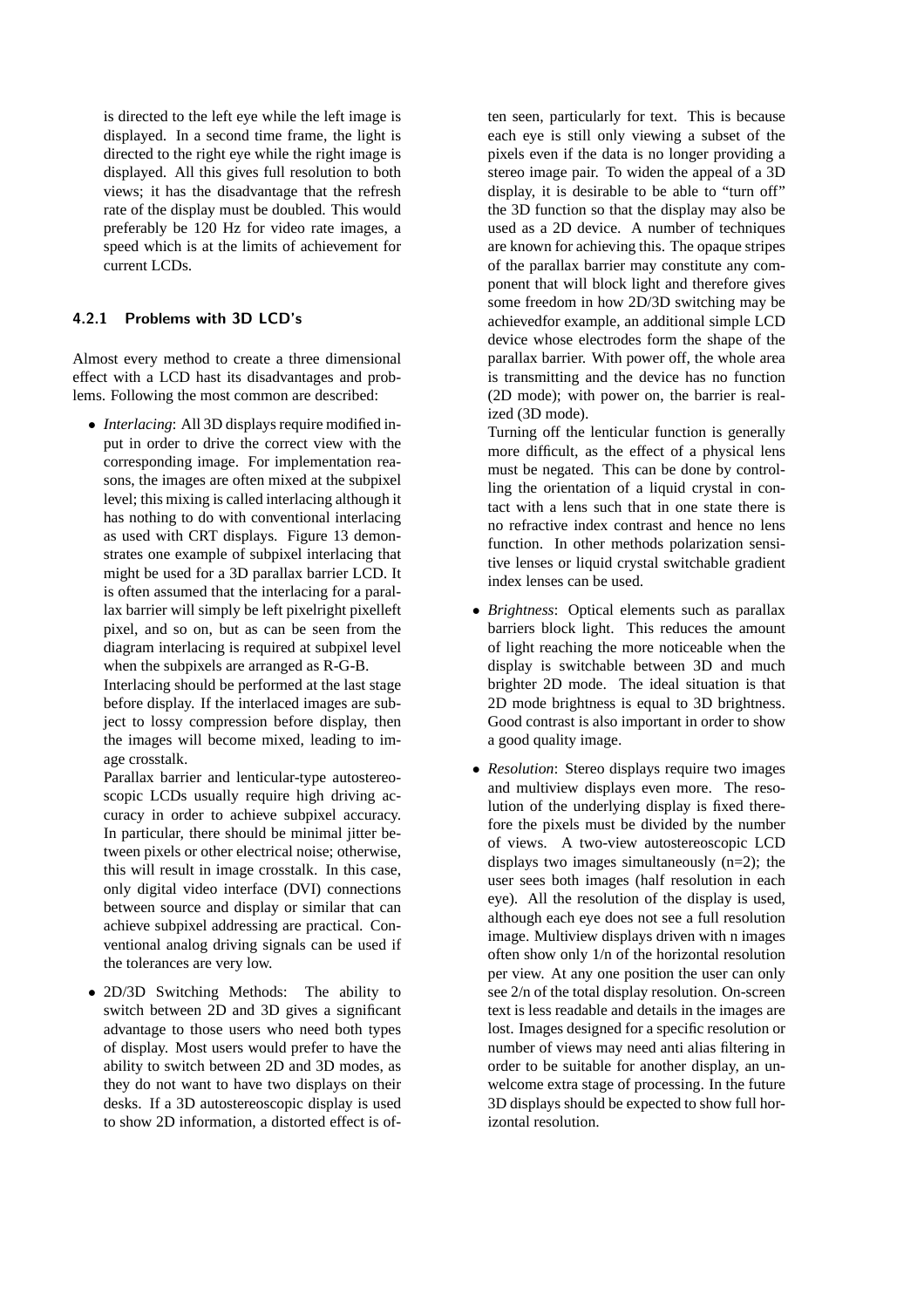is directed to the left eye while the left image is displayed. In a second time frame, the light is directed to the right eye while the right image is displayed. All this gives full resolution to both views; it has the disadvantage that the refresh rate of the display must be doubled. This would preferably be 120 Hz for video rate images, a speed which is at the limits of achievement for current LCDs.

### 4.2.1 Problems with 3D LCD's

Almost every method to create a three dimensional effect with a LCD hast its disadvantages and problems. Following the most common are described:

- *Interlacing*: All 3D displays require modified input in order to drive the correct view with the corresponding image. For implementation reasons, the images are often mixed at the subpixel level; this mixing is called interlacing although it has nothing to do with conventional interlacing as used with CRT displays. Figure 13 demonstrates one example of subpixel interlacing that might be used for a 3D parallax barrier LCD. It is often assumed that the interlacing for a parallax barrier will simply be left pixelright pixelleft pixel, and so on, but as can be seen from the diagram interlacing is required at subpixel level when the subpixels are arranged as R-G-B.
  Interlacing should be performed at the last stage before display. If the interlaced images are subject to lossy compression before display, then the images will become mixed, leading to image crosstalk.
  Parallax barrier and lenticular-type autostereoscopic LCDs usually require high driving accuracy in order to achieve subpixel accuracy. In particular, there should be minimal jitter between pixels or other electrical noise; otherwise, this will result in image crosstalk. In this case, only digital video interface (DVI) connections between source and display or similar that can achieve subpixel addressing are practical. Conventional analog driving signals can be used if the tolerances are very low.

- 2D/3D Switching Methods: The ability to switch between 2D and 3D gives a significant advantage to those users who need both types of display. Most users would prefer to have the ability to switch between 2D and 3D modes, as they do not want to have two displays on their desks. If a 3D autostereoscopic display is used to show 2D information, a distorted effect is often seen, particularly for text. This is because each eye is still only viewing a subset of the pixels even if the data is no longer providing a stereo image pair. To widen the appeal of a 3D display, it is desirable to be able to "turn off" the 3D function so that the display may also be used as a 2D device. A number of techniques are known for achieving this. The opaque stripes of the parallax barrier may constitute any component that will block light and therefore gives some freedom in how 2D/3D switching may be achievedfor example, an additional simple LCD device whose electrodes form the shape of the parallax barrier. With power off, the whole area is transmitting and the device has no function (2D mode); with power on, the barrier is realized (3D mode).
  Turning off the lenticular function is generally more difficult, as the effect of a physical lens must be negated. This can be done by controlling the orientation of a liquid crystal in contact with a lens such that in one state there is no refractive index contrast and hence no lens function. In other methods polarization sensitive lenses or liquid crystal switchable gradient index lenses can be used.

- *Brightness*: Optical elements such as parallax barriers block light. This reduces the amount of light reaching the more noticeable when the display is switchable between 3D and much brighter 2D mode. The ideal situation is that 2D mode brightness is equal to 3D brightness. Good contrast is also important in order to show a good quality image.

- *Resolution*: Stereo displays require two images and multiview displays even more. The resolution of the underlying display is fixed therefore the pixels must be divided by the number of views. A two-view autostereoscopic LCD displays two images simultaneously (n=2); the user sees both images (half resolution in each eye). All the resolution of the display is used, although each eye does not see a full resolution image. Multiview displays driven with n images often show only 1/n of the horizontal resolution per view. At any one position the user can only see 2/n of the total display resolution. On-screen text is less readable and details in the images are lost. Images designed for a specific resolution or number of views may need anti alias filtering in order to be suitable for another display, an unwelcome extra stage of processing. In the future 3D displays should be expected to show full horizontal resolution.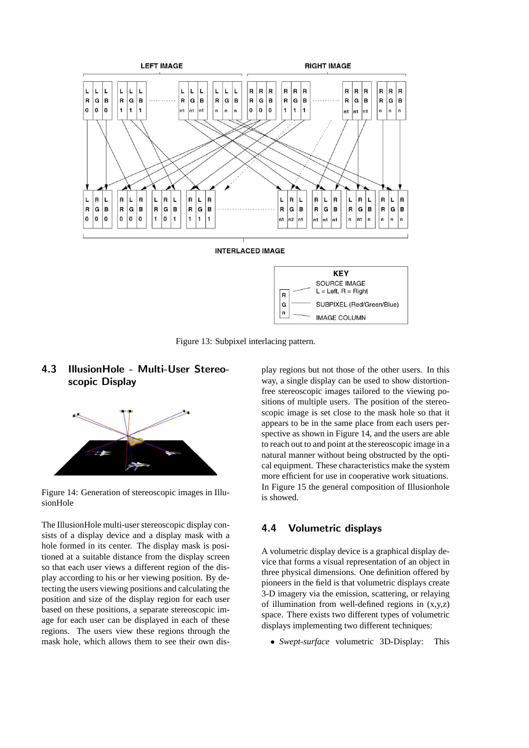Figure 13: Subpixel interlacing pattern.

### 4.3 IllusionHole - Multi-User Stereoscopic Display

Figure 14: Generation of stereoscopic images in IllusionHole

The IllusionHole multi-user stereoscopic display consists of a display device and a display mask with a hole formed in its center. The display mask is positioned at a suitable distance from the display screen so that each user views a different region of the display according to his or her viewing position. By detecting the users viewing positions and calculating the position and size of the display region for each user based on these positions, a separate stereoscopic image for each user can be displayed in each of these regions. The users view these regions through the mask hole, which allows them to see their own display regions but not those of the other users. In this way, a single display can be used to show distortion-free stereoscopic images tailored to the viewing positions of multiple users. The position of the stereoscopic image is set close to the mask hole so that it appears to be in the same place from each users perspective as shown in Figure 14, and the users are able to reach out to and point at the stereoscopic image in a natural manner without being obstructed by the optical equipment. These characteristics make the system more efficient for use in cooperative work situations. In Figure 15 the general composition of Illusionhole is showed.

### 4.4 Volumetric displays

A volumetric display device is a graphical display device that forms a visual representation of an object in three physical dimensions. One definition offered by pioneers in the field is that volumetric displays create 3-D imagery via the emission, scattering, or relaying of illumination from well-defined regions in (x,y,z) space. There exists two different types of volumetric displays implementing two different techniques:

- *Swept-surface* volumetric 3D-Display: This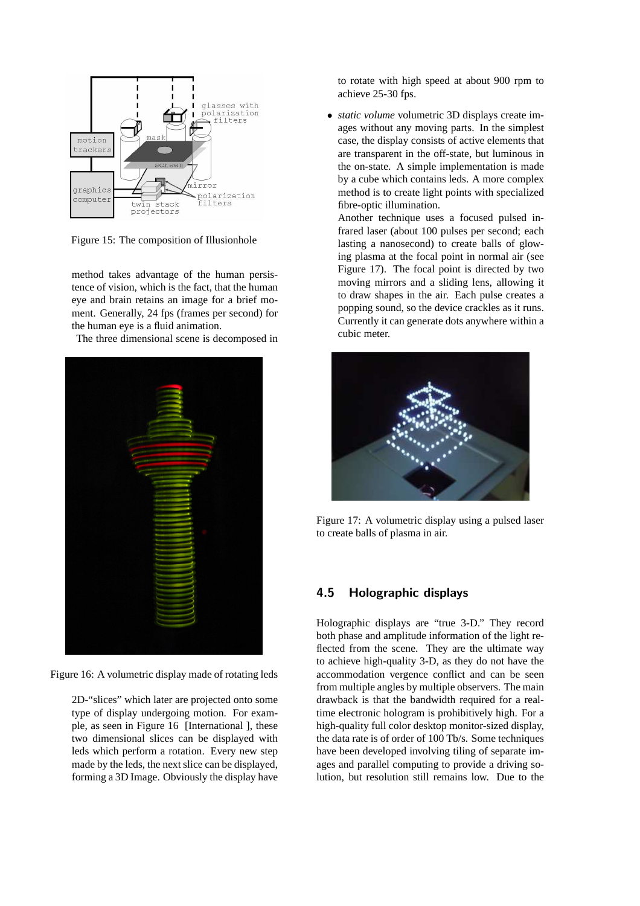Figure 15: The composition of Illusionhole

method takes advantage of the human persistence of vision, which is the fact, that the human eye and brain retains an image for a brief moment. Generally, 24 fps (frames per second) for the human eye is a fluid animation.

The three dimensional scene is decomposed in 2D-"slices" which later are projected onto some type of display undergoing motion. For example, as seen in Figure 16 [International ], these two dimensional slices can be displayed with leds which perform a rotation. Every new step made by the leds, the next slice can be displayed, forming a 3D Image. Obviously the display have to rotate with high speed at about 900 rpm to achieve 25-30 fps.

Figure 16: A volumetric display made of rotating leds

- *static volume* volumetric 3D displays create images without any moving parts. In the simplest case, the display consists of active elements that are transparent in the off-state, but luminous in the on-state. A simple implementation is made by a cube which contains leds. A more complex method is to create light points with specialized fibre-optic illumination.

  Another technique uses a focused pulsed infrared laser (about 100 pulses per second; each lasting a nanosecond) to create balls of glowing plasma at the focal point in normal air (see Figure 17). The focal point is directed by two moving mirrors and a sliding lens, allowing it to draw shapes in the air. Each pulse creates a popping sound, so the device crackles as it runs. Currently it can generate dots anywhere within a cubic meter.

Figure 17: A volumetric display using a pulsed laser to create balls of plasma in air.

## 4.5 Holographic displays

Holographic displays are "true 3-D." They record both phase and amplitude information of the light reflected from the scene. They are the ultimate way to achieve high-quality 3-D, as they do not have the accommodation vergence conflict and can be seen from multiple angles by multiple observers. The main drawback is that the bandwidth required for a real-time electronic hologram is prohibitively high. For a high-quality full color desktop monitor-sized display, the data rate is of order of 100 Tb/s. Some techniques have been developed involving tiling of separate images and parallel computing to provide a driving solution, but resolution still remains low. Due to the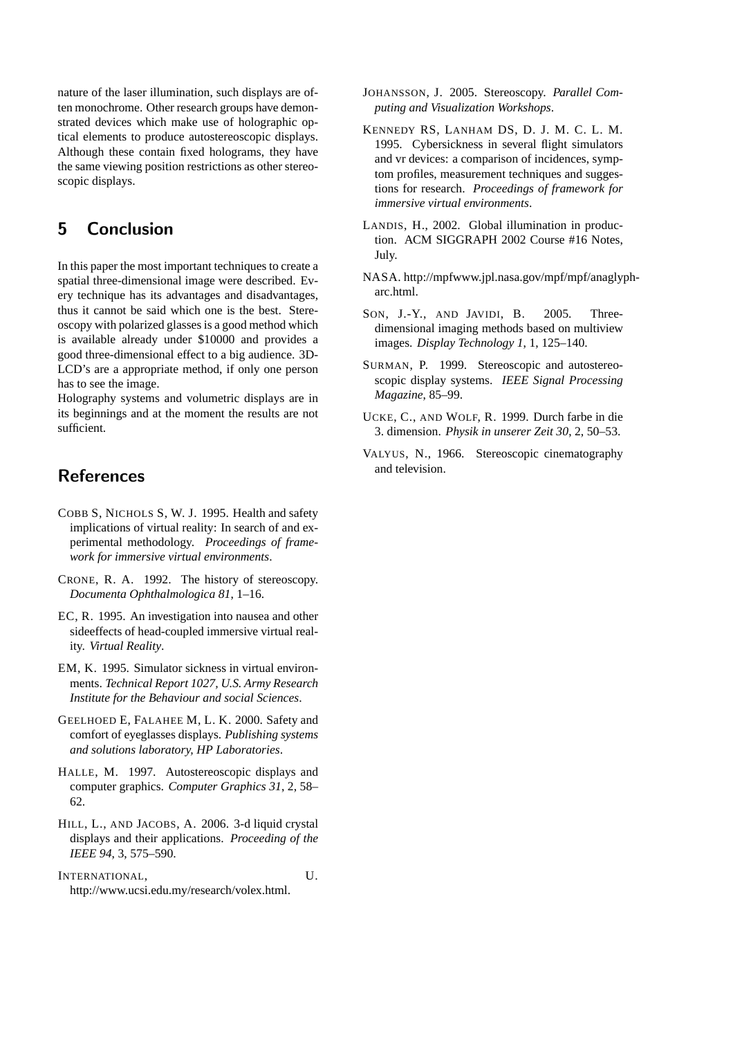nature of the laser illumination, such displays are often monochrome. Other research groups have demonstrated devices which make use of holographic optical elements to produce autostereoscopic displays. Although these contain fixed holograms, they have the same viewing position restrictions as other stereoscopic displays.

## 5 Conclusion

In this paper the most important techniques to create a spatial three-dimensional image were described. Every technique has its advantages and disadvantages, thus it cannot be said which one is the best. Stereoscopy with polarized glasses is a good method which is available already under \$10000 and provides a good three-dimensional effect to a big audience. 3D-LCD's are a appropriate method, if only one person has to see the image.
Holography systems and volumetric displays are in its beginnings and at the moment the results are not sufficient.

## References

COBB S, NICHOLS S, W. J. 1995. Health and safety implications of virtual reality: In search of and experimental methodology. *Proceedings of framework for immersive virtual environments*.

CRONE, R. A. 1992. The history of stereoscopy. *Documenta Ophthalmologica 81*, 1–16.

EC, R. 1995. An investigation into nausea and other sideeffects of head-coupled immersive virtual reality. *Virtual Reality*.

EM, K. 1995. Simulator sickness in virtual environments. *Technical Report 1027, U.S. Army Research Institute for the Behaviour and social Sciences*.

GEELHOED E, FALAHEE M, L. K. 2000. Safety and comfort of eyeglasses displays. *Publishing systems and solutions laboratory, HP Laboratories*.

HALLE, M. 1997. Autostereoscopic displays and computer graphics. *Computer Graphics 31*, 2, 58–62.

HILL, L., AND JACOBS, A. 2006. 3-d liquid crystal displays and their applications. *Proceeding of the IEEE 94*, 3, 575–590.

INTERNATIONAL, U. http://www.ucsi.edu.my/research/volex.html.

JOHANSSON, J. 2005. Stereoscopy. *Parallel Computing and Visualization Workshops*.

KENNEDY RS, LANHAM DS, D. J. M. C. L. M. 1995. Cybersickness in several flight simulators and vr devices: a comparison of incidences, symptom profiles, measurement techniques and suggestions for research. *Proceedings of framework for immersive virtual environments*.

LANDIS, H., 2002. Global illumination in production. ACM SIGGRAPH 2002 Course #16 Notes, July.

NASA. http://mpfwww.jpl.nasa.gov/mpf/mpf/anaglypharc.html.

SON, J.-Y., AND JAVIDI, B. 2005. Three-dimensional imaging methods based on multiview images. *Display Technology 1*, 1, 125–140.

SURMAN, P. 1999. Stereoscopic and autostereoscopic display systems. *IEEE Signal Processing Magazine*, 85–99.

UCKE, C., AND WOLF, R. 1999. Durch farbe in die 3. dimension. *Physik in unserer Zeit 30*, 2, 50–53.

VALYUS, N., 1966. Stereoscopic cinematography and television.